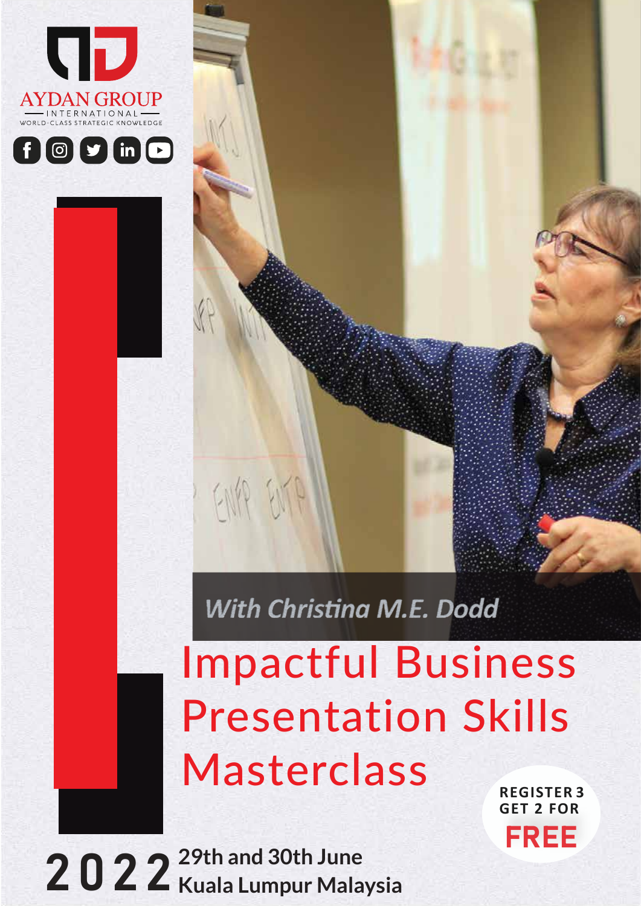AYDAN GROUP
INTERNATIONAL
WORLD-CLASS STRATEGIC KNOWLEDGE

*With Christina M.E. Dodd*

# Impactful Business Presentation Skills Masterclass

**REGISTER 3 GET 2 FOR FREE**

**2022** **29th and 30th June**
**Kuala Lumpur Malaysia**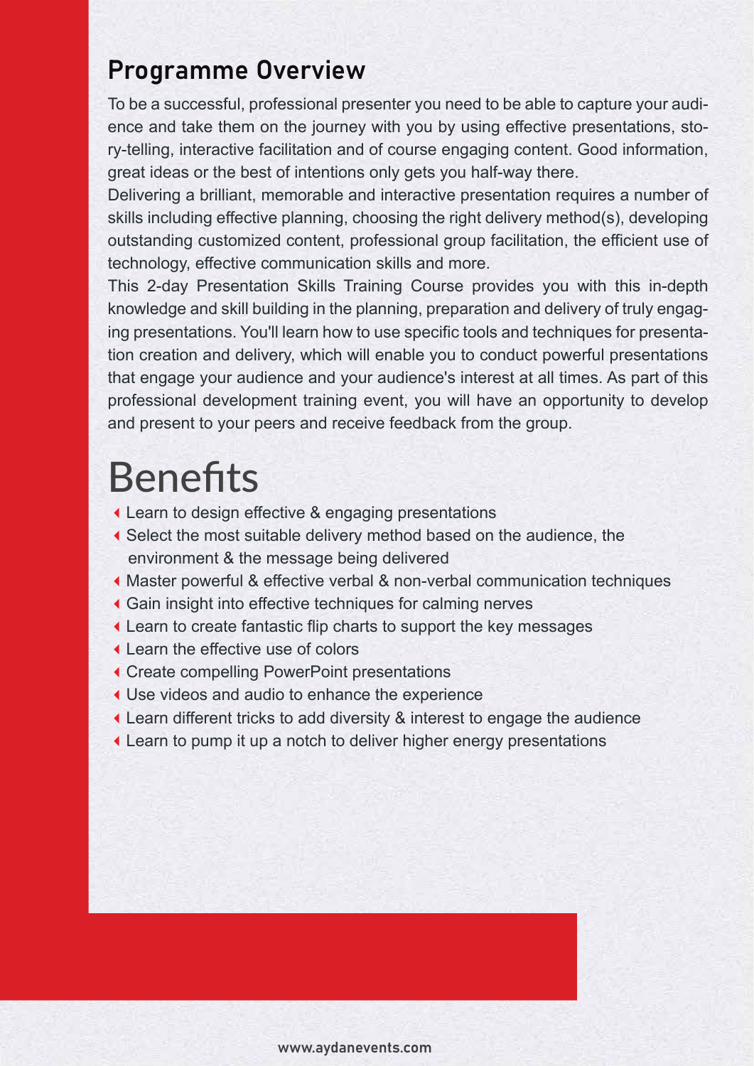## Programme Overview

To be a successful, professional presenter you need to be able to capture your audience and take them on the journey with you by using effective presentations, story-telling, interactive facilitation and of course engaging content. Good information, great ideas or the best of intentions only gets you half-way there.

Delivering a brilliant, memorable and interactive presentation requires a number of skills including effective planning, choosing the right delivery method(s), developing outstanding customized content, professional group facilitation, the efficient use of technology, effective communication skills and more.

This 2-day Presentation Skills Training Course provides you with this in-depth knowledge and skill building in the planning, preparation and delivery of truly engaging presentations. You'll learn how to use specific tools and techniques for presentation creation and delivery, which will enable you to conduct powerful presentations that engage your audience and your audience's interest at all times. As part of this professional development training event, you will have an opportunity to develop and present to your peers and receive feedback from the group.

# Benefits

- Learn to design effective & engaging presentations
- Select the most suitable delivery method based on the audience, the environment & the message being delivered
- Master powerful & effective verbal & non-verbal communication techniques
- Gain insight into effective techniques for calming nerves
- Learn to create fantastic flip charts to support the key messages
- Learn the effective use of colors
- Create compelling PowerPoint presentations
- Use videos and audio to enhance the experience
- Learn different tricks to add diversity & interest to engage the audience
- Learn to pump it up a notch to deliver higher energy presentations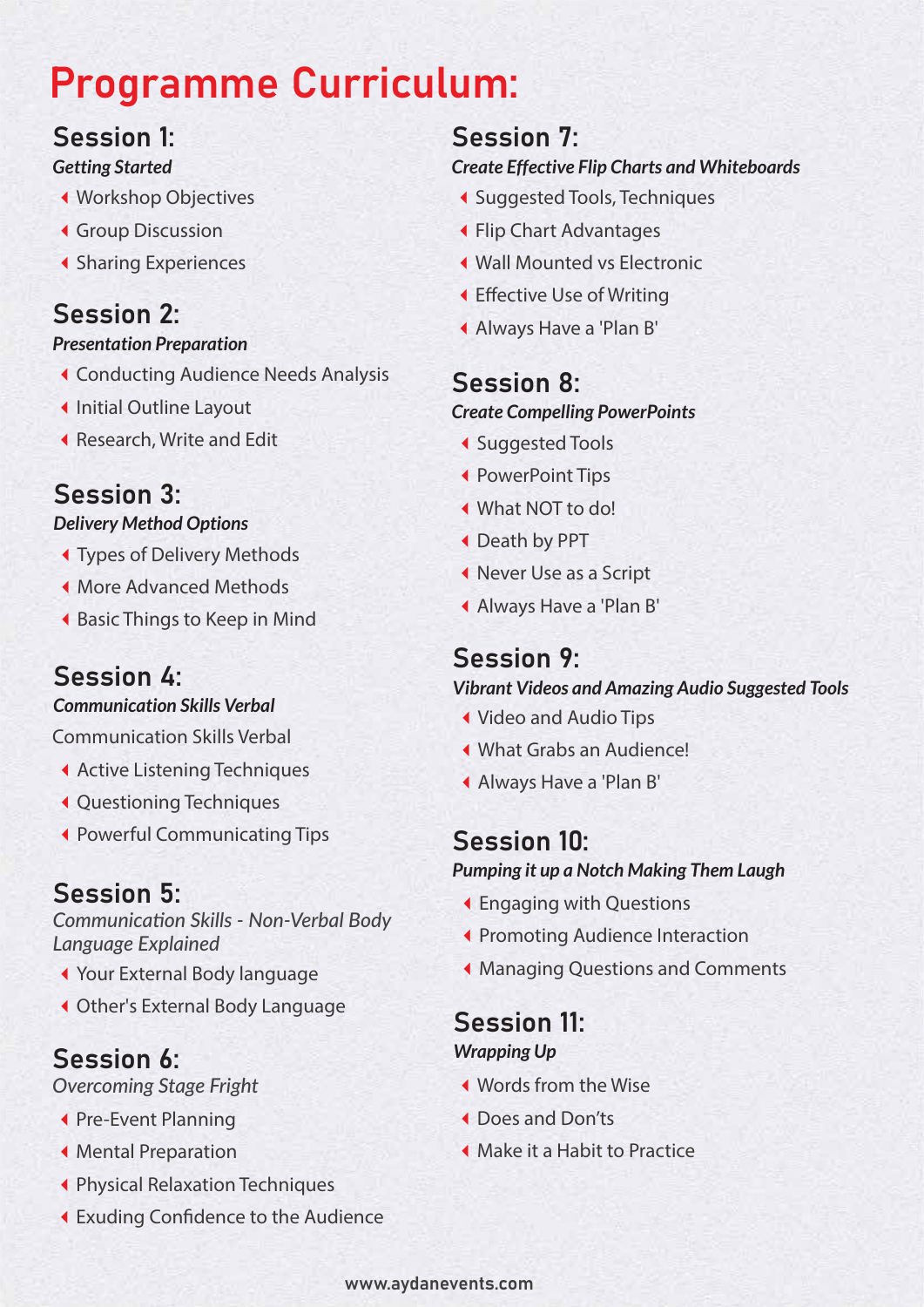# Programme Curriculum:

## Session 1:

***Getting Started***

- Workshop Objectives
- Group Discussion
- Sharing Experiences

## Session 2:

***Presentation Preparation***

- Conducting Audience Needs Analysis
- Initial Outline Layout
- Research, Write and Edit

## Session 3:

***Delivery Method Options***

- Types of Delivery Methods
- More Advanced Methods
- Basic Things to Keep in Mind

## Session 4:

***Communication Skills Verbal***

Communication Skills Verbal

- Active Listening Techniques
- Questioning Techniques
- Powerful Communicating Tips

## Session 5:

*Communication Skills - Non-Verbal Body Language Explained*

- Your External Body language
- Other's External Body Language

## Session 6:

*Overcoming Stage Fright*

- Pre-Event Planning
- Mental Preparation
- Physical Relaxation Techniques
- Exuding Confidence to the Audience

## Session 7:

***Create Effective Flip Charts and Whiteboards***

- Suggested Tools, Techniques
- Flip Chart Advantages
- Wall Mounted vs Electronic
- Effective Use of Writing
- Always Have a 'Plan B'

## Session 8:

***Create Compelling PowerPoints***

- Suggested Tools
- PowerPoint Tips
- What NOT to do!
- Death by PPT
- Never Use as a Script
- Always Have a 'Plan B'

## Session 9:

***Vibrant Videos and Amazing Audio Suggested Tools***

- Video and Audio Tips
- What Grabs an Audience!
- Always Have a 'Plan B'

## Session 10:

***Pumping it up a Notch Making Them Laugh***

- Engaging with Questions
- Promoting Audience Interaction
- Managing Questions and Comments

## Session 11:

***Wrapping Up***

- Words from the Wise
- Does and Don'ts
- Make it a Habit to Practice

www.aydanevents.com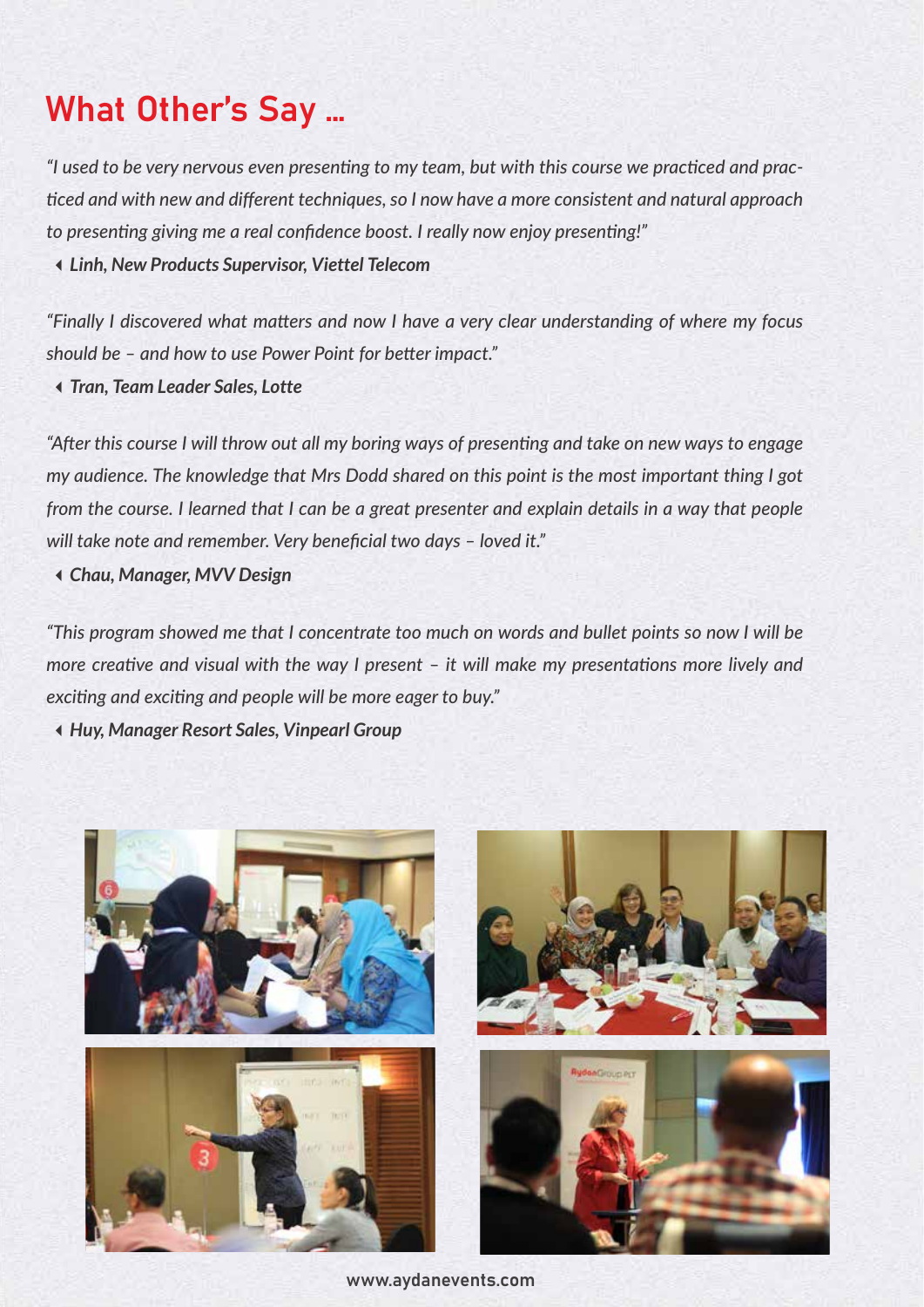## What Other's Say ...

*"I used to be very nervous even presenting to my team, but with this course we practiced and practiced and with new and different techniques, so I now have a more consistent and natural approach to presenting giving me a real confidence boost. I really now enjoy presenting!"*

◂ ***Linh, New Products Supervisor, Viettel Telecom***

*"Finally I discovered what matters and now I have a very clear understanding of where my focus should be – and how to use Power Point for better impact."*

◂ ***Tran, Team Leader Sales, Lotte***

*"After this course I will throw out all my boring ways of presenting and take on new ways to engage my audience. The knowledge that Mrs Dodd shared on this point is the most important thing I got from the course. I learned that I can be a great presenter and explain details in a way that people will take note and remember. Very beneficial two days – loved it."*

◂ ***Chau, Manager, MVV Design***

*"This program showed me that I concentrate too much on words and bullet points so now I will be more creative and visual with the way I present – it will make my presentations more lively and exciting and exciting and people will be more eager to buy."*

◂ ***Huy, Manager Resort Sales, Vinpearl Group***

www.aydanevents.com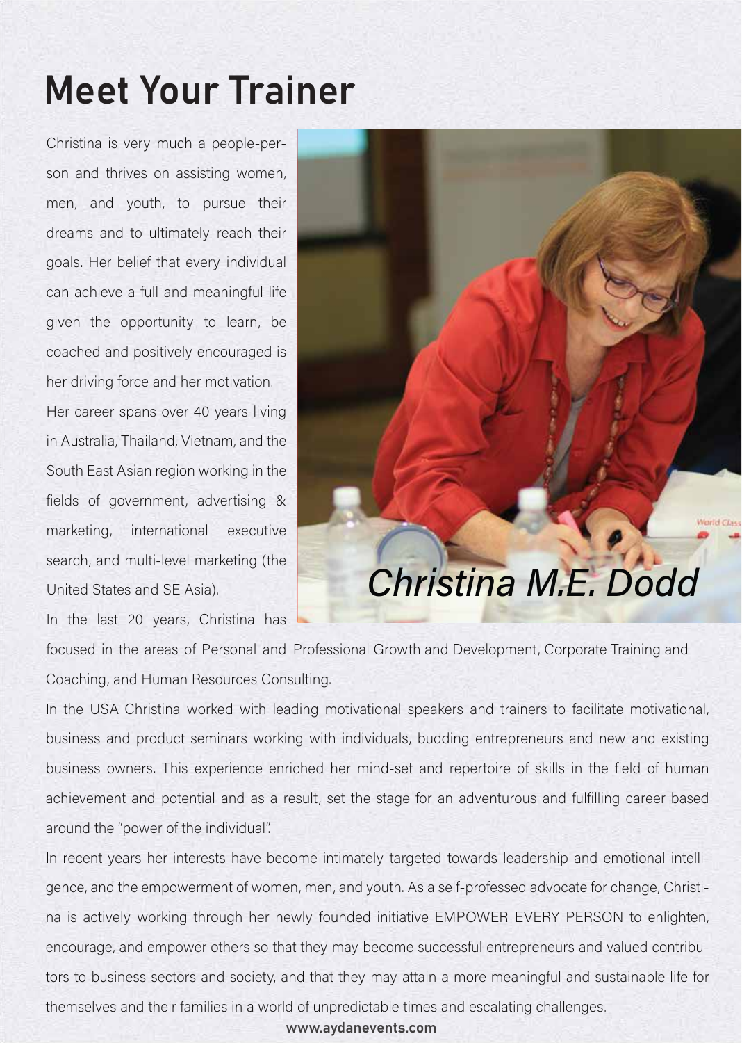# Meet Your Trainer

Christina is very much a people-person and thrives on assisting women, men, and youth, to pursue their dreams and to ultimately reach their goals. Her belief that every individual can achieve a full and meaningful life given the opportunity to learn, be coached and positively encouraged is her driving force and her motivation.

Her career spans over 40 years living in Australia, Thailand, Vietnam, and the South East Asian region working in the fields of government, advertising & marketing, international executive search, and multi-level marketing (the United States and SE Asia).

*Christina M.E. Dodd*

In the last 20 years, Christina has focused in the areas of Personal and Professional Growth and Development, Corporate Training and Coaching, and Human Resources Consulting.

In the USA Christina worked with leading motivational speakers and trainers to facilitate motivational, business and product seminars working with individuals, budding entrepreneurs and new and existing business owners. This experience enriched her mind-set and repertoire of skills in the field of human achievement and potential and as a result, set the stage for an adventurous and fulfilling career based around the "power of the individual".

In recent years her interests have become intimately targeted towards leadership and emotional intelligence, and the empowerment of women, men, and youth. As a self-professed advocate for change, Christina is actively working through her newly founded initiative EMPOWER EVERY PERSON to enlighten, encourage, and empower others so that they may become successful entrepreneurs and valued contributors to business sectors and society, and that they may attain a more meaningful and sustainable life for themselves and their families in a world of unpredictable times and escalating challenges.

**www.aydanevents.com**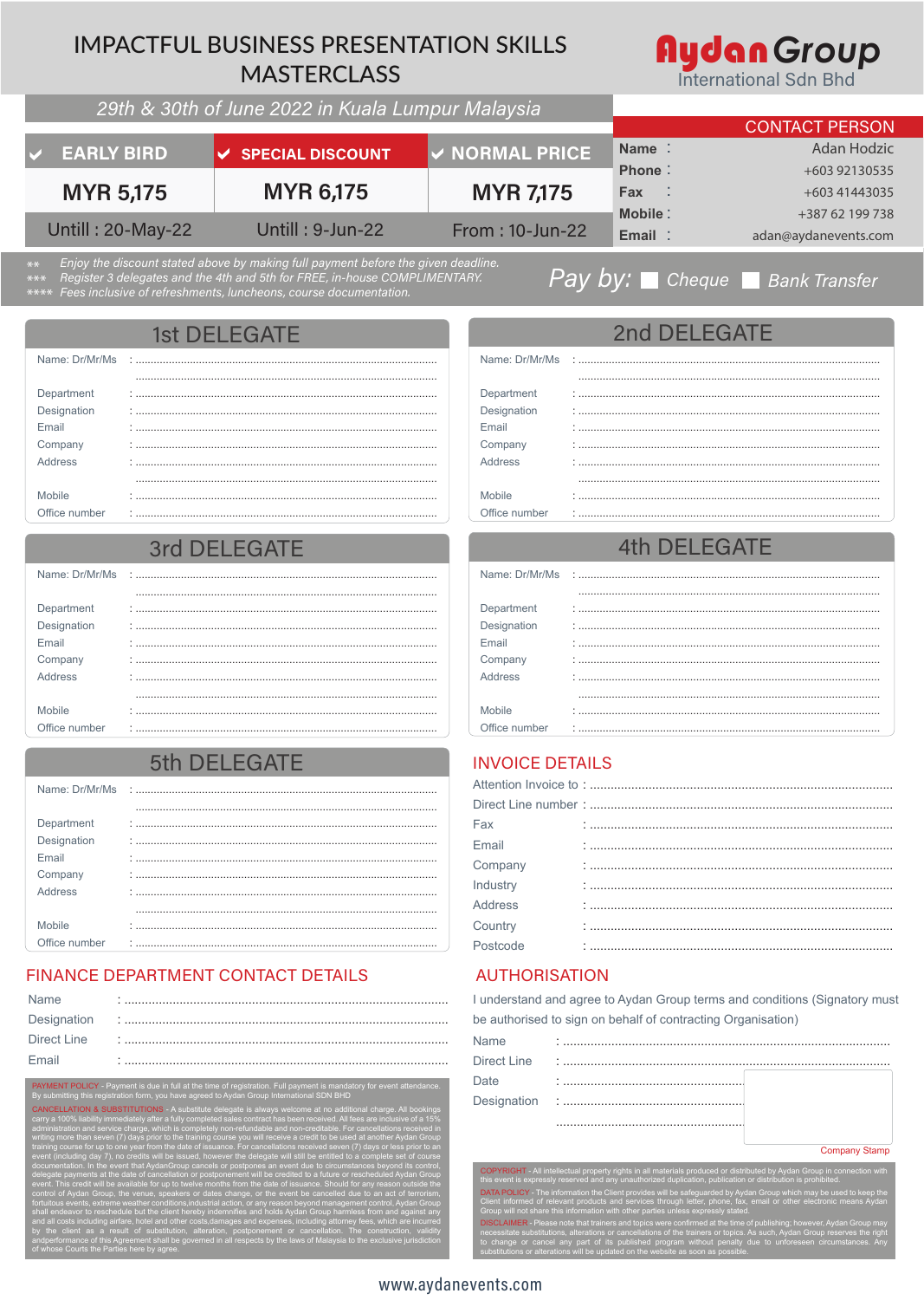# IMPACTFUL BUSINESS PRESENTATION SKILLS MASTERCLASS

**AydanGroup** International Sdn Bhd

*29th & 30th of June 2022 in Kuala Lumpur Malaysia*

| EARLY BIRD | SPECIAL DISCOUNT | NORMAL PRICE |
|---|---|---|
| MYR 5,175 | MYR 6,175 | MYR 7,175 |
| Untill : 20-May-22 | Untill : 9-Jun-22 | From : 10-Jun-22 |

**CONTACT PERSON**

| | |
|---|---|
| **Name** : | Adan Hodzic |
| **Phone** : | +603 92130535 |
| **Fax** : | +603 41443035 |
| **Mobile** : | +387 62 199 738 |
| **Email** : | adan@aydanevents.com |

** *Enjoy the discount stated above by making full payment before the given deadline.*
*** *Register 3 delegates and the 4th and 5th for FREE, in-house COMPLIMENTARY.*
**** *Fees inclusive of refreshments, luncheons, course documentation.*

*Pay by:* ☐ Cheque ☐ Bank Transfer

## 1st DELEGATE

Name: Dr/Mr/Ms : ..............................................................................................
..............................................................................................
Department : ..............................................................................................
Designation : ..............................................................................................
Email : ..............................................................................................
Company : ..............................................................................................
Address : ..............................................................................................
..............................................................................................
Mobile : ..............................................................................................
Office number : ..............................................................................................

## 2nd DELEGATE

Name: Dr/Mr/Ms : ..............................................................................................
..............................................................................................
Department : ..............................................................................................
Designation : ..............................................................................................
Email : ..............................................................................................
Company : ..............................................................................................
Address : ..............................................................................................
..............................................................................................
Mobile : ..............................................................................................
Office number : ..............................................................................................

## 3rd DELEGATE

Name: Dr/Mr/Ms : ..............................................................................................
..............................................................................................
Department : ..............................................................................................
Designation : ..............................................................................................
Email : ..............................................................................................
Company : ..............................................................................................
Address : ..............................................................................................
..............................................................................................
Mobile : ..............................................................................................
Office number : ..............................................................................................

## 4th DELEGATE

Name: Dr/Mr/Ms : ..............................................................................................
..............................................................................................
Department : ..............................................................................................
Designation : ..............................................................................................
Email : ..............................................................................................
Company : ..............................................................................................
Address : ..............................................................................................
..............................................................................................
Mobile : ..............................................................................................
Office number : ..............................................................................................

## 5th DELEGATE

Name: Dr/Mr/Ms : ..............................................................................................
..............................................................................................
Department : ..............................................................................................
Designation : ..............................................................................................
Email : ..............................................................................................
Company : ..............................................................................................
Address : ..............................................................................................
..............................................................................................
Mobile : ..............................................................................................
Office number : ..............................................................................................

## INVOICE DETAILS

Attention Invoice to : ..............................................................................................
Direct Line number : ..............................................................................................
Fax : ..............................................................................................
Email : ..............................................................................................
Company : ..............................................................................................
Industry : ..............................................................................................
Address : ..............................................................................................
Country : ..............................................................................................
Postcode : ..............................................................................................

## FINANCE DEPARTMENT CONTACT DETAILS

Name : ..............................................................................................
Designation : ..............................................................................................
Direct Line : ..............................................................................................
Email : ..............................................................................................

PAYMENT POLICY - Payment is due in full at the time of registration. Full payment is mandatory for event attendance. By submitting this registration form, you have agreed to Aydan Group International SDN BHD

CANCELLATION & SUBSTITUTIONS - A substitute delegate is always welcome at no additional charge. All bookings carry a 100% liability immediately after a fully completed sales contract has been received. All fees are inclusive of a 15% administration and service charge, which is completely non-refundable and non-creditable. For cancellations received in writing more than seven (7) days prior to the training course you will receive a credit to be used at another Aydan Group training course for up to one year from the date of issuance. For cancellations received seven (7) days or less prior to an event (including day 7), no credits will be issued, however the delegate will still be entitled to a complete set of course documentation. In the event that AydanGroup cancels or postpones an event due to circumstances beyond its control, delegate payments at the date of cancellation or postponement will be credited to a future or rescheduled Aydan Group event. This credit will be available for up to twelve months from the date of issuance. Should for any reason outside the control of Aydan Group, the venue, speakers or dates change, or the event be cancelled due to an act of terrorism, fortuitous events, extreme weather conditions,industrial action, or any reason beyond management control, Aydan Group shall endeavor to reschedule but the client hereby indemnifies and holds Aydan Group harmless from and against any and all costs including airfare, hotel and other costs,damages and expenses, including attorney fees, which are incurred by the client as a result of substitution, alteration, postponement or cancellation. The construction, validity andperformance of this Agreement shall be governed in all respects by the laws of Malaysia to the exclusive jurisdiction of whose Courts the Parties here by agree.

## AUTHORISATION

I understand and agree to Aydan Group terms and conditions (Signatory must be authorised to sign on behalf of contracting Organisation)

Name : ..............................................................................................
Direct Line : ..............................................................................................
Date : ..............................................................................................
Designation : ..............................................................................................
..............................................................................................

Company Stamp

COPYRIGHT - All intellectual property rights in all materials produced or distributed by Aydan Group in connection with this event is expressly reserved and any unauthorized duplication, publication or distribution is prohibited.

DATA POLICY - The information the Client provides will be safeguarded by Aydan Group which may be used to keep the Client informed of relevant products and services through letter, phone, fax, email or other electronic means Aydan Group will not share this information with other parties unless expressly stated.

DISCLAIMER - Please note that trainers and topics were confirmed at the time of publishing; however, Aydan Group may necessitate substitutions, alterations or cancellations of the trainers or topics. As such, Aydan Group reserves the right to change or cancel any part of its published program without penalty due to unforeseen circumstances. Any substitutions or alterations will be updated on the website as soon as possible.

www.aydanevents.com